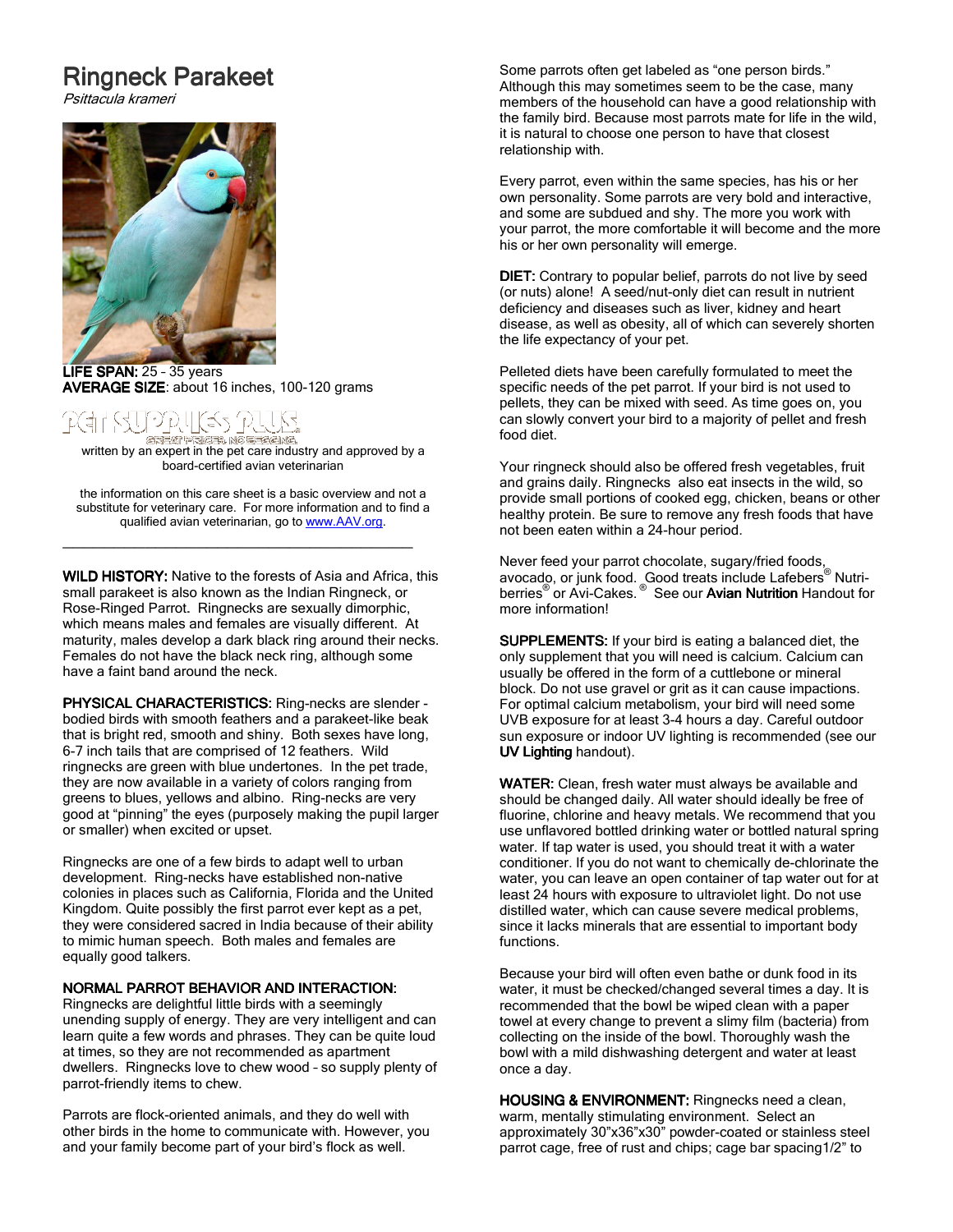# Ringneck Parakeet

*Psittacula krameri*

**LIFE SPAN:** 25 – 35 years
**AVERAGE SIZE**: about 16 inches, 100-120 grams

PET SUPPLIES PLUS
GREAT PRICES. NO EFFORT.

written by an expert in the pet care industry and approved by a board-certified avian veterinarian

the information on this care sheet is a basic overview and not a substitute for veterinary care. For more information and to find a qualified avian veterinarian, go to [www.AAV.org](http://www.AAV.org).

---

**WILD HISTORY:** Native to the forests of Asia and Africa, this small parakeet is also known as the Indian Ringneck, or Rose-Ringed Parrot. Ringnecks are sexually dimorphic, which means males and females are visually different. At maturity, males develop a dark black ring around their necks. Females do not have the black neck ring, although some have a faint band around the neck.

**PHYSICAL CHARACTERISTICS:** Ring-necks are slender - bodied birds with smooth feathers and a parakeet-like beak that is bright red, smooth and shiny. Both sexes have long, 6-7 inch tails that are comprised of 12 feathers. Wild ringnecks are green with blue undertones. In the pet trade, they are now available in a variety of colors ranging from greens to blues, yellows and albino. Ring-necks are very good at "pinning" the eyes (purposely making the pupil larger or smaller) when excited or upset.

Ringnecks are one of a few birds to adapt well to urban development. Ring-necks have established non-native colonies in places such as California, Florida and the United Kingdom. Quite possibly the first parrot ever kept as a pet, they were considered sacred in India because of their ability to mimic human speech. Both males and females are equally good talkers.

**NORMAL PARROT BEHAVIOR AND INTERACTION:**
Ringnecks are delightful little birds with a seemingly unending supply of energy. They are very intelligent and can learn quite a few words and phrases. They can be quite loud at times, so they are not recommended as apartment dwellers. Ringnecks love to chew wood – so supply plenty of parrot-friendly items to chew.

Parrots are flock-oriented animals, and they do well with other birds in the home to communicate with. However, you and your family become part of your bird's flock as well.

Some parrots often get labeled as "one person birds." Although this may sometimes seem to be the case, many members of the household can have a good relationship with the family bird. Because most parrots mate for life in the wild, it is natural to choose one person to have that closest relationship with.

Every parrot, even within the same species, has his or her own personality. Some parrots are very bold and interactive, and some are subdued and shy. The more you work with your parrot, the more comfortable it will become and the more his or her own personality will emerge.

**DIET:** Contrary to popular belief, parrots do not live by seed (or nuts) alone! A seed/nut-only diet can result in nutrient deficiency and diseases such as liver, kidney and heart disease, as well as obesity, all of which can severely shorten the life expectancy of your pet.

Pelleted diets have been carefully formulated to meet the specific needs of the pet parrot. If your bird is not used to pellets, they can be mixed with seed. As time goes on, you can slowly convert your bird to a majority of pellet and fresh food diet.

Your ringneck should also be offered fresh vegetables, fruit and grains daily. Ringnecks also eat insects in the wild, so provide small portions of cooked egg, chicken, beans or other healthy protein. Be sure to remove any fresh foods that have not been eaten within a 24-hour period.

Never feed your parrot chocolate, sugary/fried foods, avocado, or junk food. Good treats include Lafebers® Nutri-berries® or Avi-Cakes.® See our **Avian Nutrition** Handout for more information!

**SUPPLEMENTS:** If your bird is eating a balanced diet, the only supplement that you will need is calcium. Calcium can usually be offered in the form of a cuttlebone or mineral block. Do not use gravel or grit as it can cause impactions. For optimal calcium metabolism, your bird will need some UVB exposure for at least 3-4 hours a day. Careful outdoor sun exposure or indoor UV lighting is recommended (see our **UV Lighting** handout).

**WATER:** Clean, fresh water must always be available and should be changed daily. All water should ideally be free of fluorine, chlorine and heavy metals. We recommend that you use unflavored bottled drinking water or bottled natural spring water. If tap water is used, you should treat it with a water conditioner. If you do not want to chemically de-chlorinate the water, you can leave an open container of tap water out for at least 24 hours with exposure to ultraviolet light. Do not use distilled water, which can cause severe medical problems, since it lacks minerals that are essential to important body functions.

Because your bird will often even bathe or dunk food in its water, it must be checked/changed several times a day. It is recommended that the bowl be wiped clean with a paper towel at every change to prevent a slimy film (bacteria) from collecting on the inside of the bowl. Thoroughly wash the bowl with a mild dishwashing detergent and water at least once a day.

**HOUSING & ENVIRONMENT:** Ringnecks need a clean, warm, mentally stimulating environment. Select an approximately 30"x36"x30" powder-coated or stainless steel parrot cage, free of rust and chips; cage bar spacing1/2" to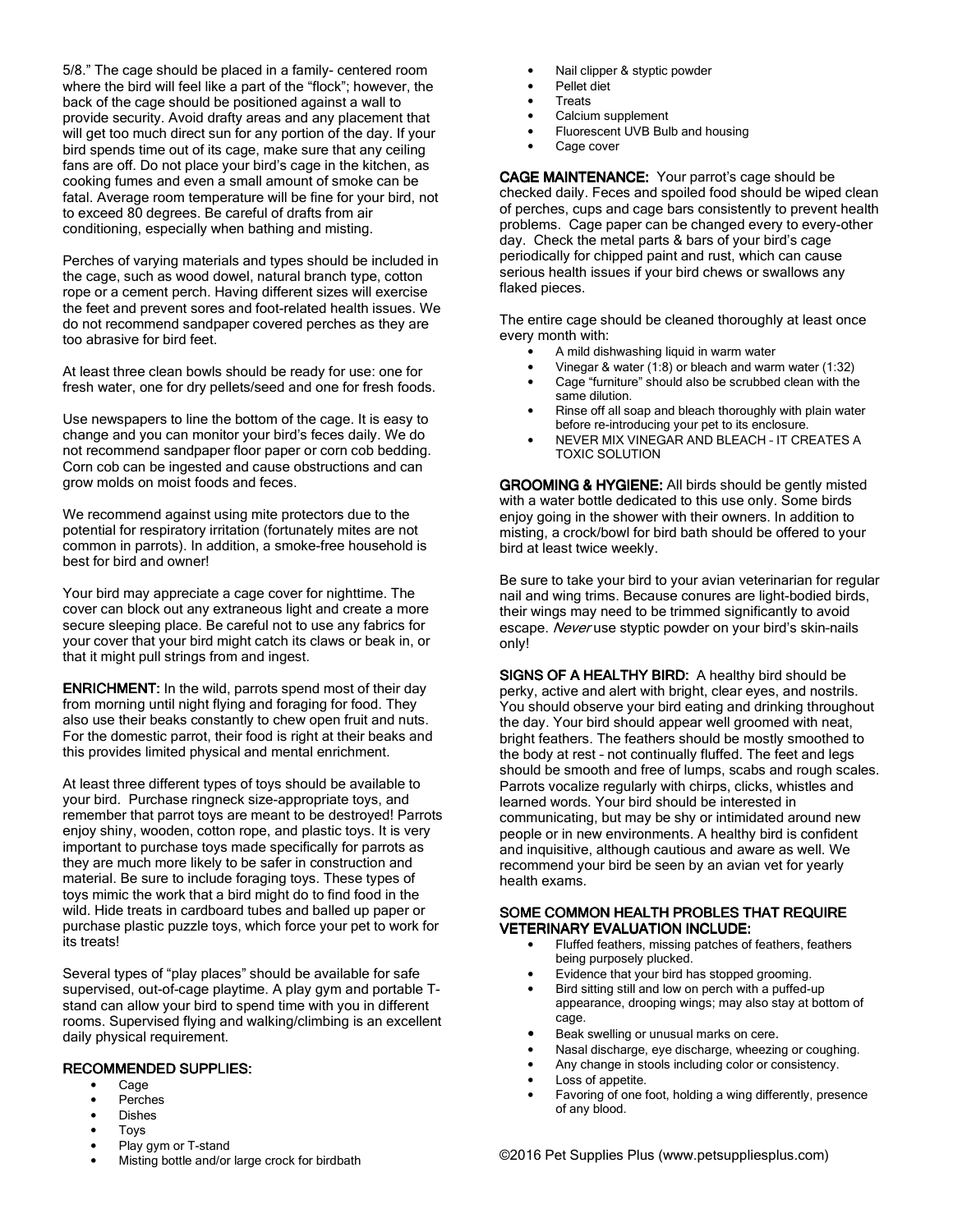5/8." The cage should be placed in a family- centered room where the bird will feel like a part of the "flock"; however, the back of the cage should be positioned against a wall to provide security. Avoid drafty areas and any placement that will get too much direct sun for any portion of the day. If your bird spends time out of its cage, make sure that any ceiling fans are off. Do not place your bird's cage in the kitchen, as cooking fumes and even a small amount of smoke can be fatal. Average room temperature will be fine for your bird, not to exceed 80 degrees. Be careful of drafts from air conditioning, especially when bathing and misting.

Perches of varying materials and types should be included in the cage, such as wood dowel, natural branch type, cotton rope or a cement perch. Having different sizes will exercise the feet and prevent sores and foot-related health issues. We do not recommend sandpaper covered perches as they are too abrasive for bird feet.

At least three clean bowls should be ready for use: one for fresh water, one for dry pellets/seed and one for fresh foods.

Use newspapers to line the bottom of the cage. It is easy to change and you can monitor your bird's feces daily. We do not recommend sandpaper floor paper or corn cob bedding. Corn cob can be ingested and cause obstructions and can grow molds on moist foods and feces.

We recommend against using mite protectors due to the potential for respiratory irritation (fortunately mites are not common in parrots). In addition, a smoke-free household is best for bird and owner!

Your bird may appreciate a cage cover for nighttime. The cover can block out any extraneous light and create a more secure sleeping place. Be careful not to use any fabrics for your cover that your bird might catch its claws or beak in, or that it might pull strings from and ingest.

**ENRICHMENT:** In the wild, parrots spend most of their day from morning until night flying and foraging for food. They also use their beaks constantly to chew open fruit and nuts. For the domestic parrot, their food is right at their beaks and this provides limited physical and mental enrichment.

At least three different types of toys should be available to your bird. Purchase ringneck size-appropriate toys, and remember that parrot toys are meant to be destroyed! Parrots enjoy shiny, wooden, cotton rope, and plastic toys. It is very important to purchase toys made specifically for parrots as they are much more likely to be safer in construction and material. Be sure to include foraging toys. These types of toys mimic the work that a bird might do to find food in the wild. Hide treats in cardboard tubes and balled up paper or purchase plastic puzzle toys, which force your pet to work for its treats!

Several types of "play places" should be available for safe supervised, out-of-cage playtime. A play gym and portable T-stand can allow your bird to spend time with you in different rooms. Supervised flying and walking/climbing is an excellent daily physical requirement.

**RECOMMENDED SUPPLIES:**

- Cage
- Perches
- Dishes
- Toys
- Play gym or T-stand
- Misting bottle and/or large crock for birdbath
- Nail clipper & styptic powder
- Pellet diet
- Treats
- Calcium supplement
- Fluorescent UVB Bulb and housing
- Cage cover

**CAGE MAINTENANCE:** Your parrot's cage should be checked daily. Feces and spoiled food should be wiped clean of perches, cups and cage bars consistently to prevent health problems. Cage paper can be changed every to every-other day. Check the metal parts & bars of your bird's cage periodically for chipped paint and rust, which can cause serious health issues if your bird chews or swallows any flaked pieces.

The entire cage should be cleaned thoroughly at least once every month with:

- A mild dishwashing liquid in warm water
- Vinegar & water (1:8) or bleach and warm water (1:32)
- Cage "furniture" should also be scrubbed clean with the same dilution.
- Rinse off all soap and bleach thoroughly with plain water before re-introducing your pet to its enclosure.
- NEVER MIX VINEGAR AND BLEACH – IT CREATES A TOXIC SOLUTION

**GROOMING & HYGIENE:** All birds should be gently misted with a water bottle dedicated to this use only. Some birds enjoy going in the shower with their owners. In addition to misting, a crock/bowl for bird bath should be offered to your bird at least twice weekly.

Be sure to take your bird to your avian veterinarian for regular nail and wing trims. Because conures are light-bodied birds, their wings may need to be trimmed significantly to avoid escape. *Never* use styptic powder on your bird's skin-nails only!

**SIGNS OF A HEALTHY BIRD:** A healthy bird should be perky, active and alert with bright, clear eyes, and nostrils. You should observe your bird eating and drinking throughout the day. Your bird should appear well groomed with neat, bright feathers. The feathers should be mostly smoothed to the body at rest – not continually fluffed. The feet and legs should be smooth and free of lumps, scabs and rough scales. Parrots vocalize regularly with chirps, clicks, whistles and learned words. Your bird should be interested in communicating, but may be shy or intimidated around new people or in new environments. A healthy bird is confident and inquisitive, although cautious and aware as well. We recommend your bird be seen by an avian vet for yearly health exams.

**SOME COMMON HEALTH PROBLES THAT REQUIRE VETERINARY EVALUATION INCLUDE:**

- Fluffed feathers, missing patches of feathers, feathers being purposely plucked.
- Evidence that your bird has stopped grooming.
- Bird sitting still and low on perch with a puffed-up appearance, drooping wings; may also stay at bottom of cage.
- Beak swelling or unusual marks on cere.
- Nasal discharge, eye discharge, wheezing or coughing.
- Any change in stools including color or consistency.
- Loss of appetite.
- Favoring of one foot, holding a wing differently, presence of any blood.

©2016 Pet Supplies Plus (www.petsuppliesplus.com)